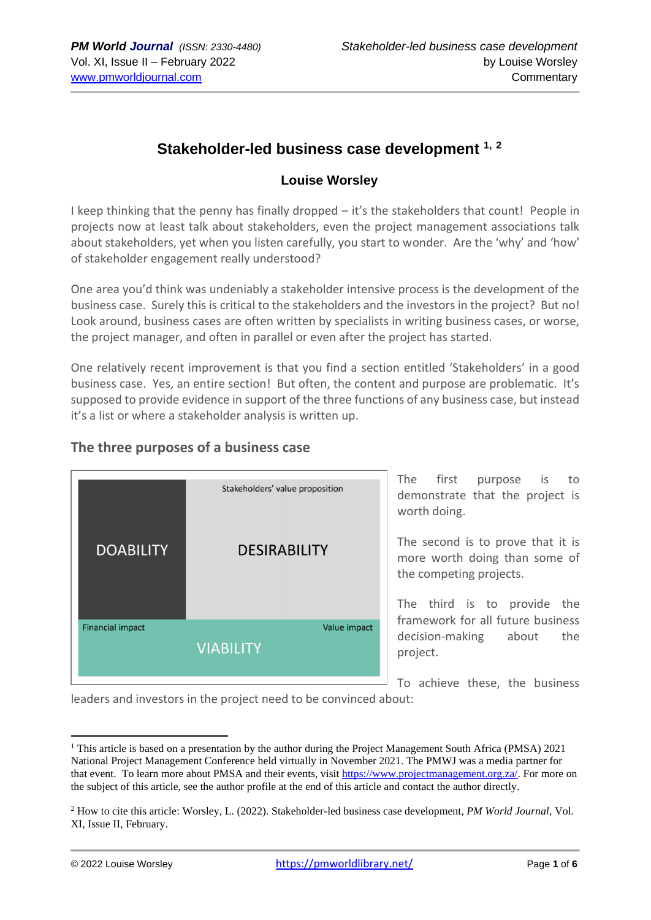# Stakeholder-led business case development [1, 2]

**Louise Worsley**

I keep thinking that the penny has finally dropped – it's the stakeholders that count! People in projects now at least talk about stakeholders, even the project management associations talk about stakeholders, yet when you listen carefully, you start to wonder. Are the 'why' and 'how' of stakeholder engagement really understood?

One area you'd think was undeniably a stakeholder intensive process is the development of the business case. Surely this is critical to the stakeholders and the investors in the project? But no! Look around, business cases are often written by specialists in writing business cases, or worse, the project manager, and often in parallel or even after the project has started.

One relatively recent improvement is that you find a section entitled 'Stakeholders' in a good business case. Yes, an entire section! But often, the content and purpose are problematic. It's supposed to provide evidence in support of the three functions of any business case, but instead it's a list or where a stakeholder analysis is written up.

## The three purposes of a business case

DOABILITY | Stakeholders' value proposition | DESIRABILITY | Financial impact | Value impact | VIABILITY

The first purpose is to demonstrate that the project is worth doing.

The second is to prove that it is more worth doing than some of the competing projects.

The third is to provide the framework for all future business decision-making about the project.

To achieve these, the business leaders and investors in the project need to be convinced about:

---

[1] This article is based on a presentation by the author during the Project Management South Africa (PMSA) 2021 National Project Management Conference held virtually in November 2021. The PMWJ was a media partner for that event. To learn more about PMSA and their events, visit https://www.projectmanagement.org.za/. For more on the subject of this article, see the author profile at the end of this article and contact the author directly.

[2] How to cite this article: Worsley, L. (2022). Stakeholder-led business case development, *PM World Journal*, Vol. XI, Issue II, February.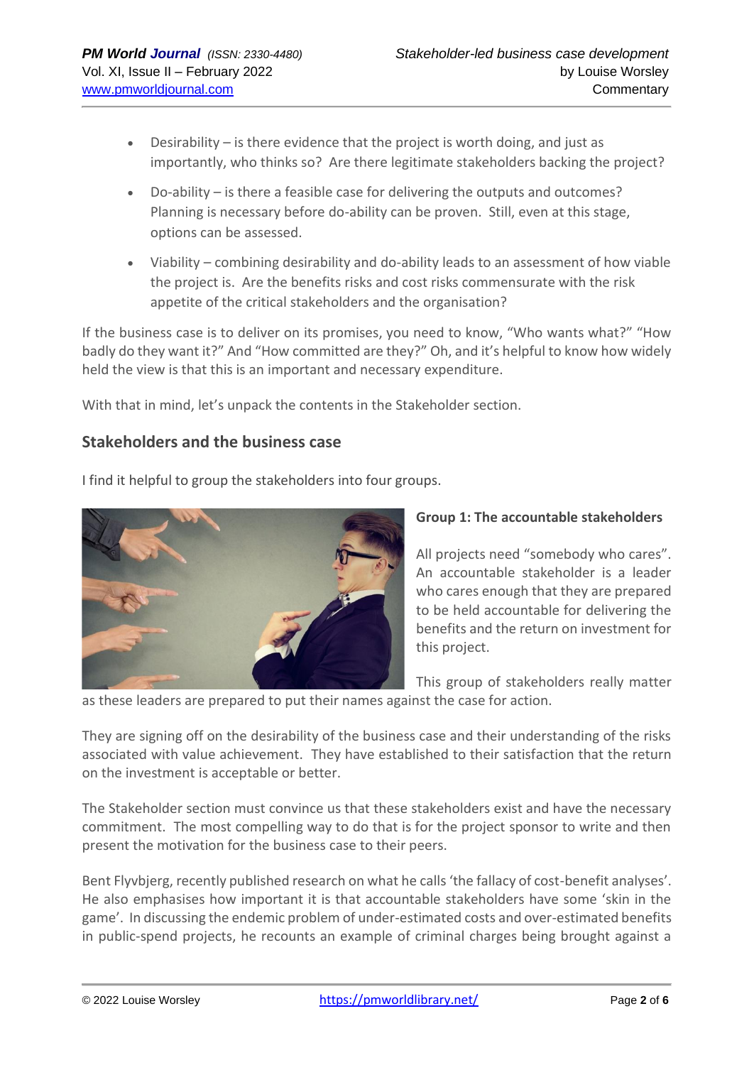- Desirability – is there evidence that the project is worth doing, and just as importantly, who thinks so? Are there legitimate stakeholders backing the project?
- Do-ability – is there a feasible case for delivering the outputs and outcomes? Planning is necessary before do-ability can be proven. Still, even at this stage, options can be assessed.
- Viability – combining desirability and do-ability leads to an assessment of how viable the project is. Are the benefits risks and cost risks commensurate with the risk appetite of the critical stakeholders and the organisation?

If the business case is to deliver on its promises, you need to know, "Who wants what?" "How badly do they want it?" And "How committed are they?" Oh, and it's helpful to know how widely held the view is that this is an important and necessary expenditure.

With that in mind, let's unpack the contents in the Stakeholder section.

## Stakeholders and the business case

I find it helpful to group the stakeholders into four groups.

### Group 1: The accountable stakeholders

All projects need "somebody who cares". An accountable stakeholder is a leader who cares enough that they are prepared to be held accountable for delivering the benefits and the return on investment for this project.

This group of stakeholders really matter as these leaders are prepared to put their names against the case for action.

They are signing off on the desirability of the business case and their understanding of the risks associated with value achievement. They have established to their satisfaction that the return on the investment is acceptable or better.

The Stakeholder section must convince us that these stakeholders exist and have the necessary commitment. The most compelling way to do that is for the project sponsor to write and then present the motivation for the business case to their peers.

Bent Flyvbjerg, recently published research on what he calls 'the fallacy of cost-benefit analyses'. He also emphasises how important it is that accountable stakeholders have some 'skin in the game'. In discussing the endemic problem of under-estimated costs and over-estimated benefits in public-spend projects, he recounts an example of criminal charges being brought against a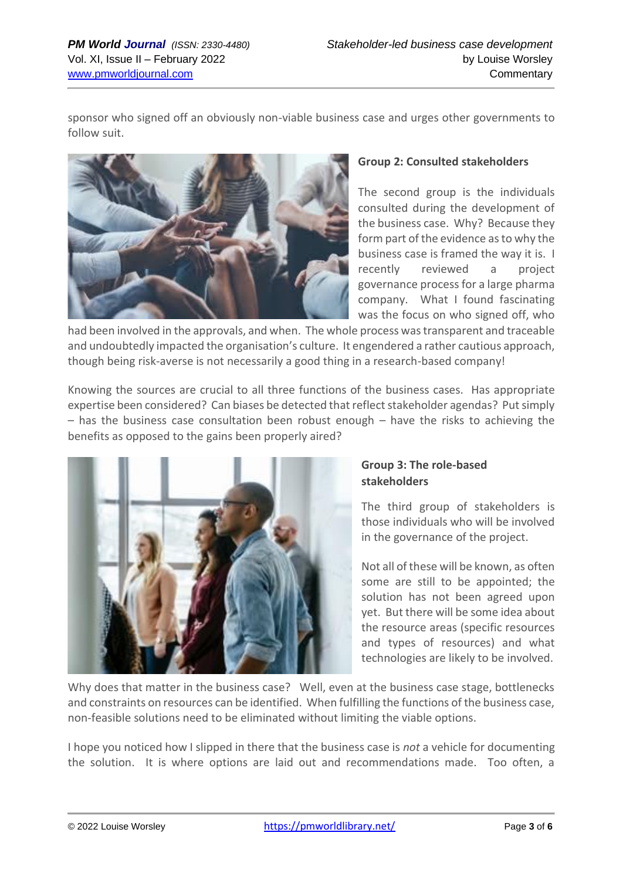sponsor who signed off an obviously non-viable business case and urges other governments to follow suit.

**Group 2: Consulted stakeholders**

The second group is the individuals consulted during the development of the business case. Why? Because they form part of the evidence as to why the business case is framed the way it is. I recently reviewed a project governance process for a large pharma company. What I found fascinating was the focus on who signed off, who had been involved in the approvals, and when. The whole process was transparent and traceable and undoubtedly impacted the organisation's culture. It engendered a rather cautious approach, though being risk-averse is not necessarily a good thing in a research-based company!

Knowing the sources are crucial to all three functions of the business cases. Has appropriate expertise been considered? Can biases be detected that reflect stakeholder agendas? Put simply – has the business case consultation been robust enough – have the risks to achieving the benefits as opposed to the gains been properly aired?

**Group 3: The role-based stakeholders**

The third group of stakeholders is those individuals who will be involved in the governance of the project.

Not all of these will be known, as often some are still to be appointed; the solution has not been agreed upon yet. But there will be some idea about the resource areas (specific resources and types of resources) and what technologies are likely to be involved.

Why does that matter in the business case? Well, even at the business case stage, bottlenecks and constraints on resources can be identified. When fulfilling the functions of the business case, non-feasible solutions need to be eliminated without limiting the viable options.

I hope you noticed how I slipped in there that the business case is *not* a vehicle for documenting the solution. It is where options are laid out and recommendations made. Too often, a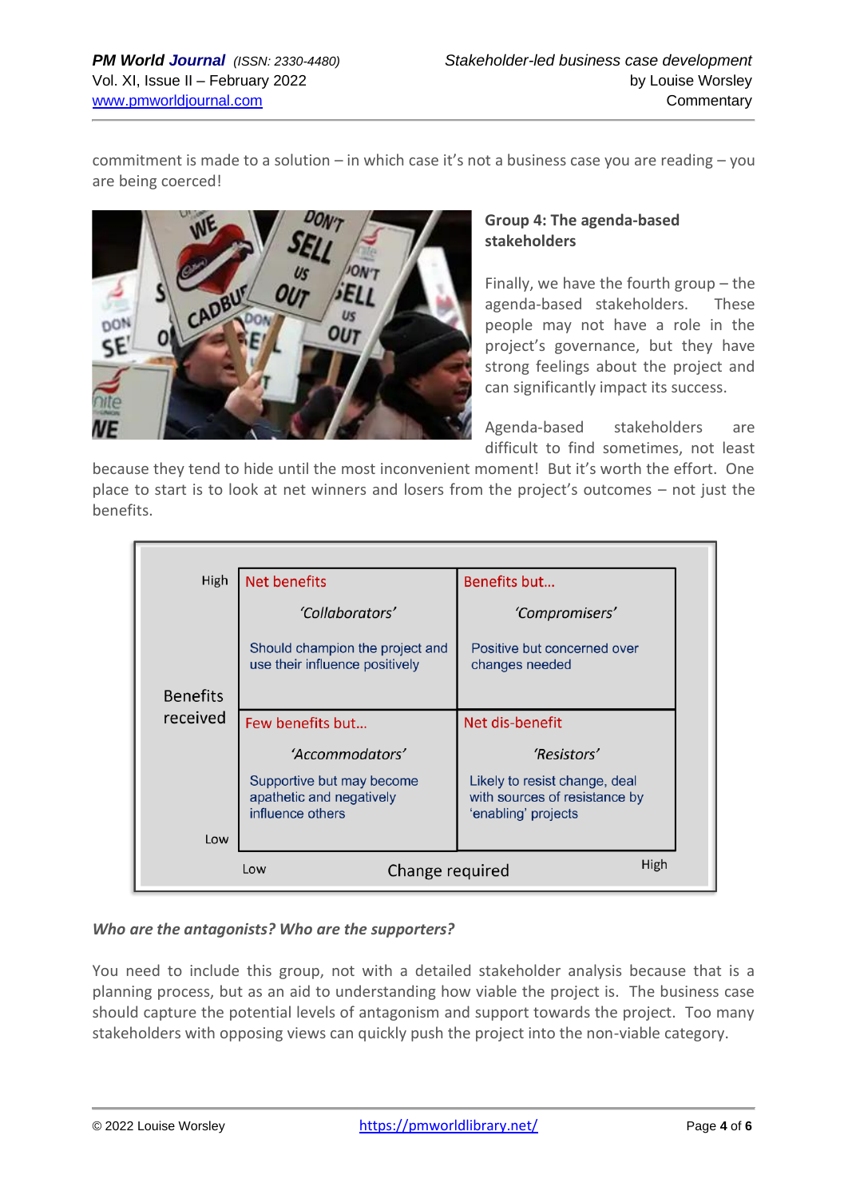commitment is made to a solution – in which case it's not a business case you are reading – you are being coerced!

**Group 4: The agenda-based stakeholders**

Finally, we have the fourth group – the agenda-based stakeholders. These people may not have a role in the project's governance, but they have strong feelings about the project and can significantly impact its success.

Agenda-based stakeholders are difficult to find sometimes, not least because they tend to hide until the most inconvenient moment! But it's worth the effort. One place to start is to look at net winners and losers from the project's outcomes – not just the benefits.

| Benefits received | Low change required | High change required |
|---|---|---|
| High | Net benefits<br>*'Collaborators'*<br>Should champion the project and use their influence positively | Benefits but…<br>*'Compromisers'*<br>Positive but concerned over changes needed |
| Low | Few benefits but…<br>*'Accommodators'*<br>Supportive but may become apathetic and negatively influence others | Net dis-benefit<br>*'Resistors'*<br>Likely to resist change, deal with sources of resistance by 'enabling' projects |

*Who are the antagonists? Who are the supporters?*

You need to include this group, not with a detailed stakeholder analysis because that is a planning process, but as an aid to understanding how viable the project is. The business case should capture the potential levels of antagonism and support towards the project. Too many stakeholders with opposing views can quickly push the project into the non-viable category.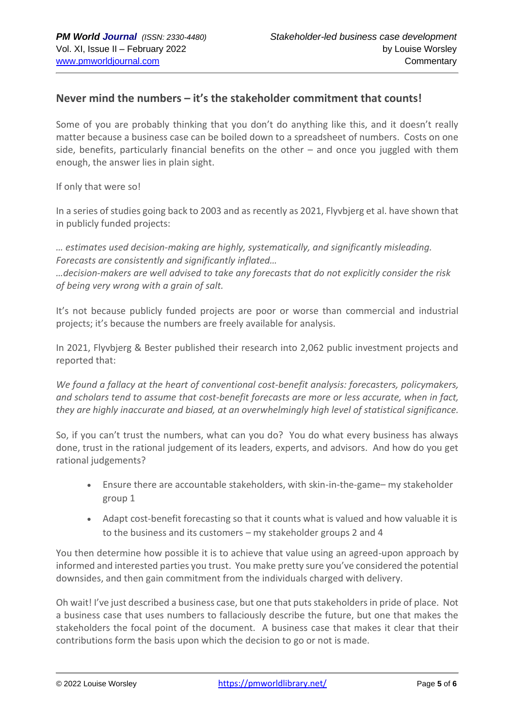## Never mind the numbers – it's the stakeholder commitment that counts!

Some of you are probably thinking that you don't do anything like this, and it doesn't really matter because a business case can be boiled down to a spreadsheet of numbers. Costs on one side, benefits, particularly financial benefits on the other – and once you juggled with them enough, the answer lies in plain sight.

If only that were so!

In a series of studies going back to 2003 and as recently as 2021, Flyvbjerg et al. have shown that in publicly funded projects:

*… estimates used decision-making are highly, systematically, and significantly misleading. Forecasts are consistently and significantly inflated…*
*…decision-makers are well advised to take any forecasts that do not explicitly consider the risk of being very wrong with a grain of salt.*

It's not because publicly funded projects are poor or worse than commercial and industrial projects; it's because the numbers are freely available for analysis.

In 2021, Flyvbjerg & Bester published their research into 2,062 public investment projects and reported that:

*We found a fallacy at the heart of conventional cost-benefit analysis: forecasters, policymakers, and scholars tend to assume that cost-benefit forecasts are more or less accurate, when in fact, they are highly inaccurate and biased, at an overwhelmingly high level of statistical significance.*

So, if you can't trust the numbers, what can you do? You do what every business has always done, trust in the rational judgement of its leaders, experts, and advisors. And how do you get rational judgements?

- Ensure there are accountable stakeholders, with skin-in-the-game– my stakeholder group 1
- Adapt cost-benefit forecasting so that it counts what is valued and how valuable it is to the business and its customers – my stakeholder groups 2 and 4

You then determine how possible it is to achieve that value using an agreed-upon approach by informed and interested parties you trust. You make pretty sure you've considered the potential downsides, and then gain commitment from the individuals charged with delivery.

Oh wait! I've just described a business case, but one that puts stakeholders in pride of place. Not a business case that uses numbers to fallaciously describe the future, but one that makes the stakeholders the focal point of the document. A business case that makes it clear that their contributions form the basis upon which the decision to go or not is made.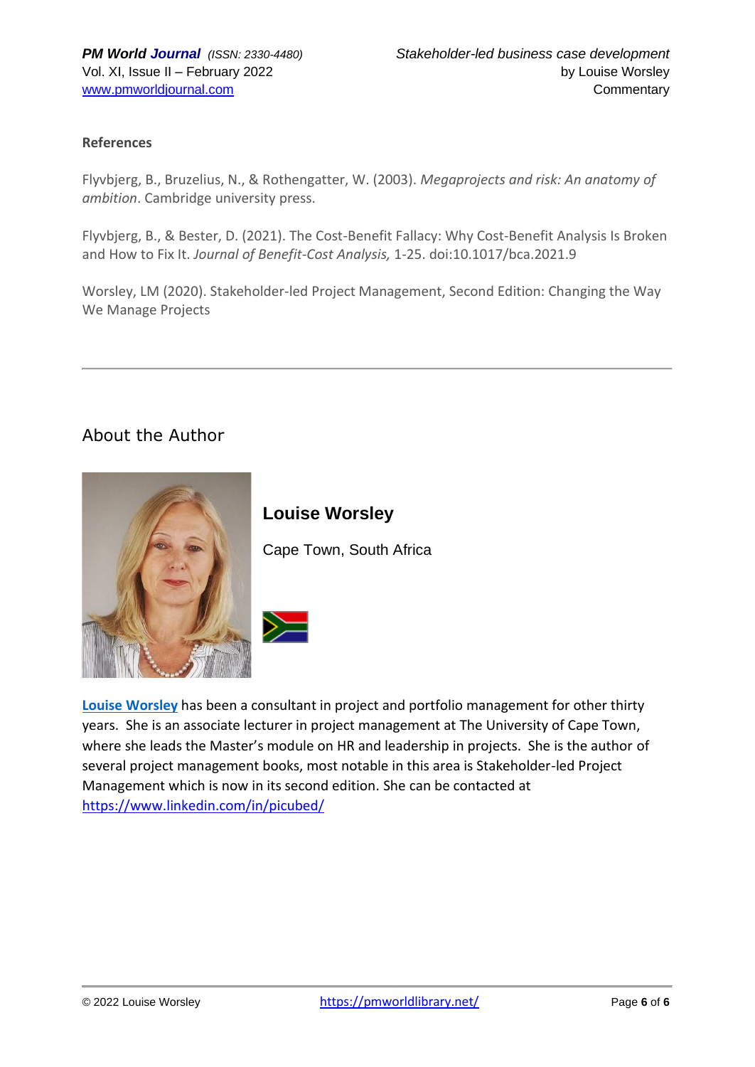**References**

Flyvbjerg, B., Bruzelius, N., & Rothengatter, W. (2003). *Megaprojects and risk: An anatomy of ambition*. Cambridge university press.

Flyvbjerg, B., & Bester, D. (2021). The Cost-Benefit Fallacy: Why Cost-Benefit Analysis Is Broken and How to Fix It. *Journal of Benefit-Cost Analysis,* 1-25. doi:10.1017/bca.2021.9

Worsley, LM (2020). Stakeholder-led Project Management, Second Edition: Changing the Way We Manage Projects

---

## About the Author

### Louise Worsley

Cape Town, South Africa

**Louise Worsley** has been a consultant in project and portfolio management for other thirty years. She is an associate lecturer in project management at The University of Cape Town, where she leads the Master's module on HR and leadership in projects. She is the author of several project management books, most notable in this area is Stakeholder-led Project Management which is now in its second edition. She can be contacted at https://www.linkedin.com/in/picubed/